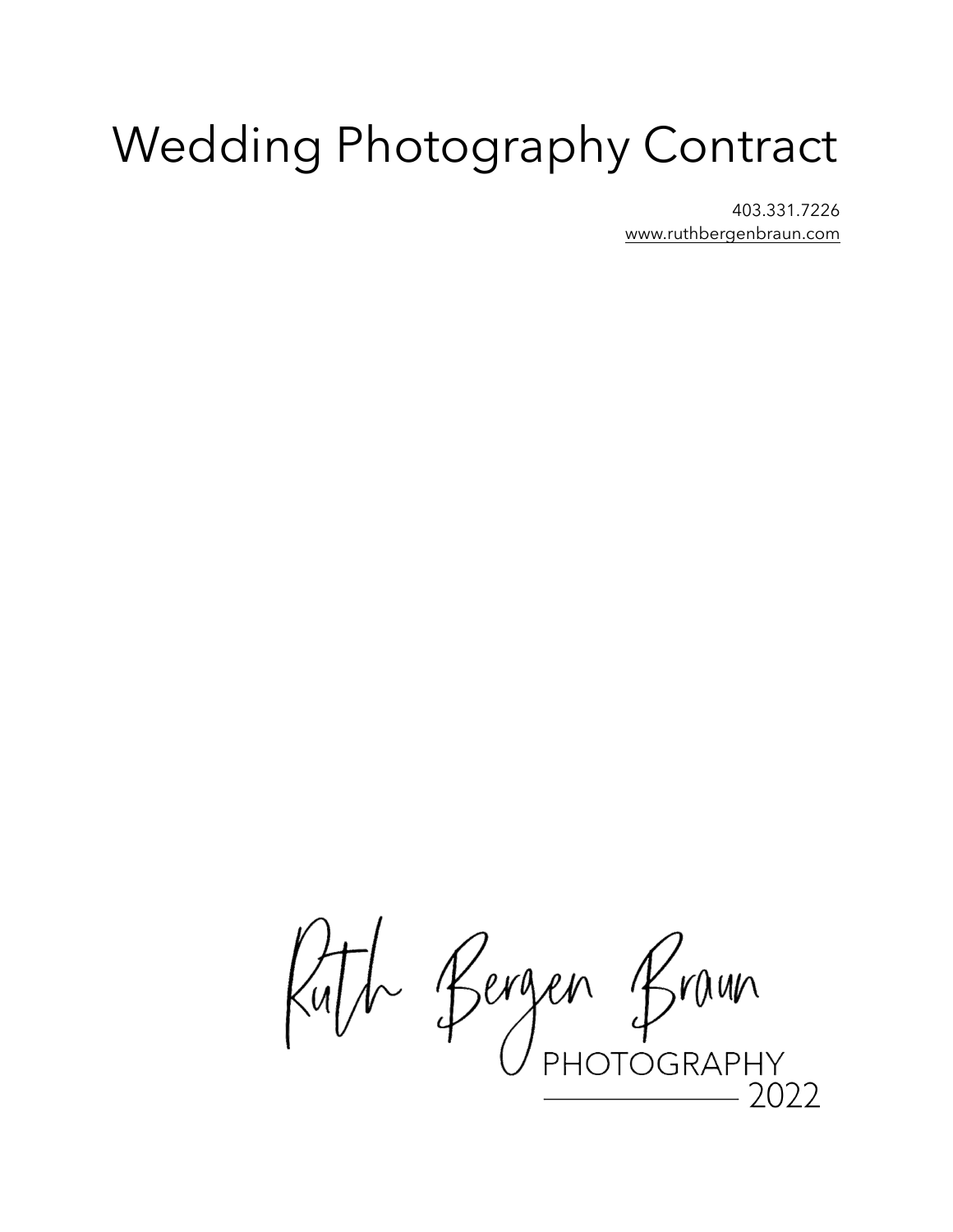# Wedding Photography Contract

403.331.7226
www.ruthbergenbraun.com

Ruth Bergen Braun
PHOTOGRAPHY
2022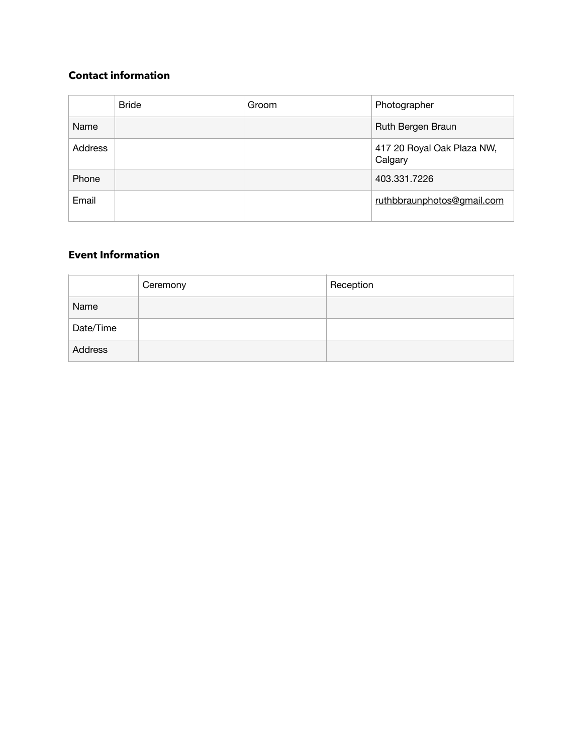### Contact information

| | Bride | Groom | Photographer |
|---|---|---|---|
| Name | | | Ruth Bergen Braun |
| Address | | | 417 20 Royal Oak Plaza NW, Calgary |
| Phone | | | 403.331.7226 |
| Email | | | ruthbbraunphotos@gmail.com |

### Event Information

| | Ceremony | Reception |
|---|---|---|
| Name | | |
| Date/Time | | |
| Address | | |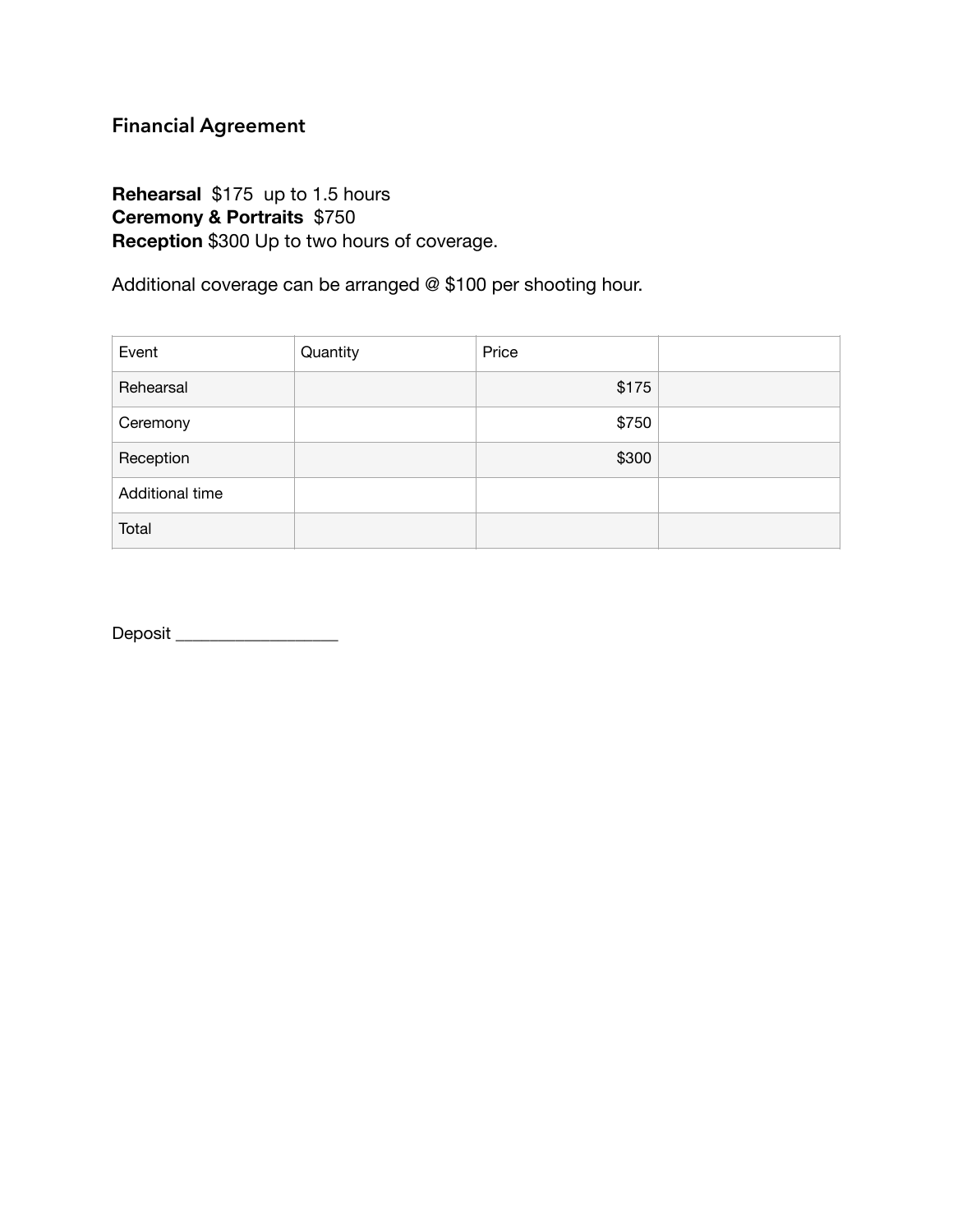## Financial Agreement

**Rehearsal** $175 up to 1.5 hours
**Ceremony & Portraits** $750
**Reception** $300 Up to two hours of coverage.

Additional coverage can be arranged @ $100 per shooting hour.

| Event | Quantity | Price | |
|---|---|---|---|
| Rehearsal | | $175 | |
| Ceremony | | $750 | |
| Reception | | $300 | |
| Additional time | | | |
| Total | | | |

Deposit ___________________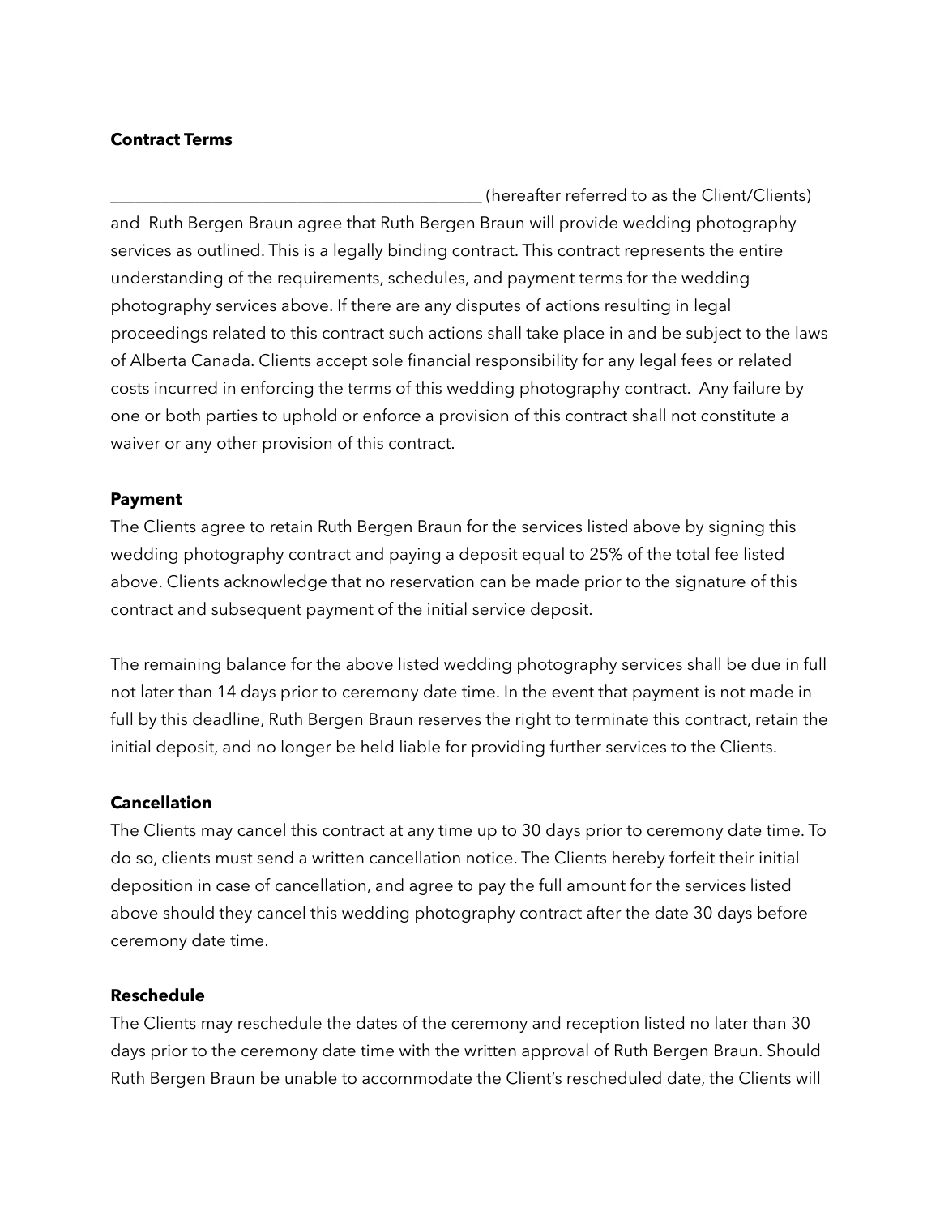**Contract Terms**

____________________________________________ (hereafter referred to as the Client/Clients) and Ruth Bergen Braun agree that Ruth Bergen Braun will provide wedding photography services as outlined. This is a legally binding contract. This contract represents the entire understanding of the requirements, schedules, and payment terms for the wedding photography services above. If there are any disputes of actions resulting in legal proceedings related to this contract such actions shall take place in and be subject to the laws of Alberta Canada. Clients accept sole financial responsibility for any legal fees or related costs incurred in enforcing the terms of this wedding photography contract. Any failure by one or both parties to uphold or enforce a provision of this contract shall not constitute a waiver or any other provision of this contract.

**Payment**

The Clients agree to retain Ruth Bergen Braun for the services listed above by signing this wedding photography contract and paying a deposit equal to 25% of the total fee listed above. Clients acknowledge that no reservation can be made prior to the signature of this contract and subsequent payment of the initial service deposit.

The remaining balance for the above listed wedding photography services shall be due in full not later than 14 days prior to ceremony date time. In the event that payment is not made in full by this deadline, Ruth Bergen Braun reserves the right to terminate this contract, retain the initial deposit, and no longer be held liable for providing further services to the Clients.

**Cancellation**

The Clients may cancel this contract at any time up to 30 days prior to ceremony date time. To do so, clients must send a written cancellation notice. The Clients hereby forfeit their initial deposition in case of cancellation, and agree to pay the full amount for the services listed above should they cancel this wedding photography contract after the date 30 days before ceremony date time.

**Reschedule**

The Clients may reschedule the dates of the ceremony and reception listed no later than 30 days prior to the ceremony date time with the written approval of Ruth Bergen Braun. Should Ruth Bergen Braun be unable to accommodate the Client's rescheduled date, the Clients will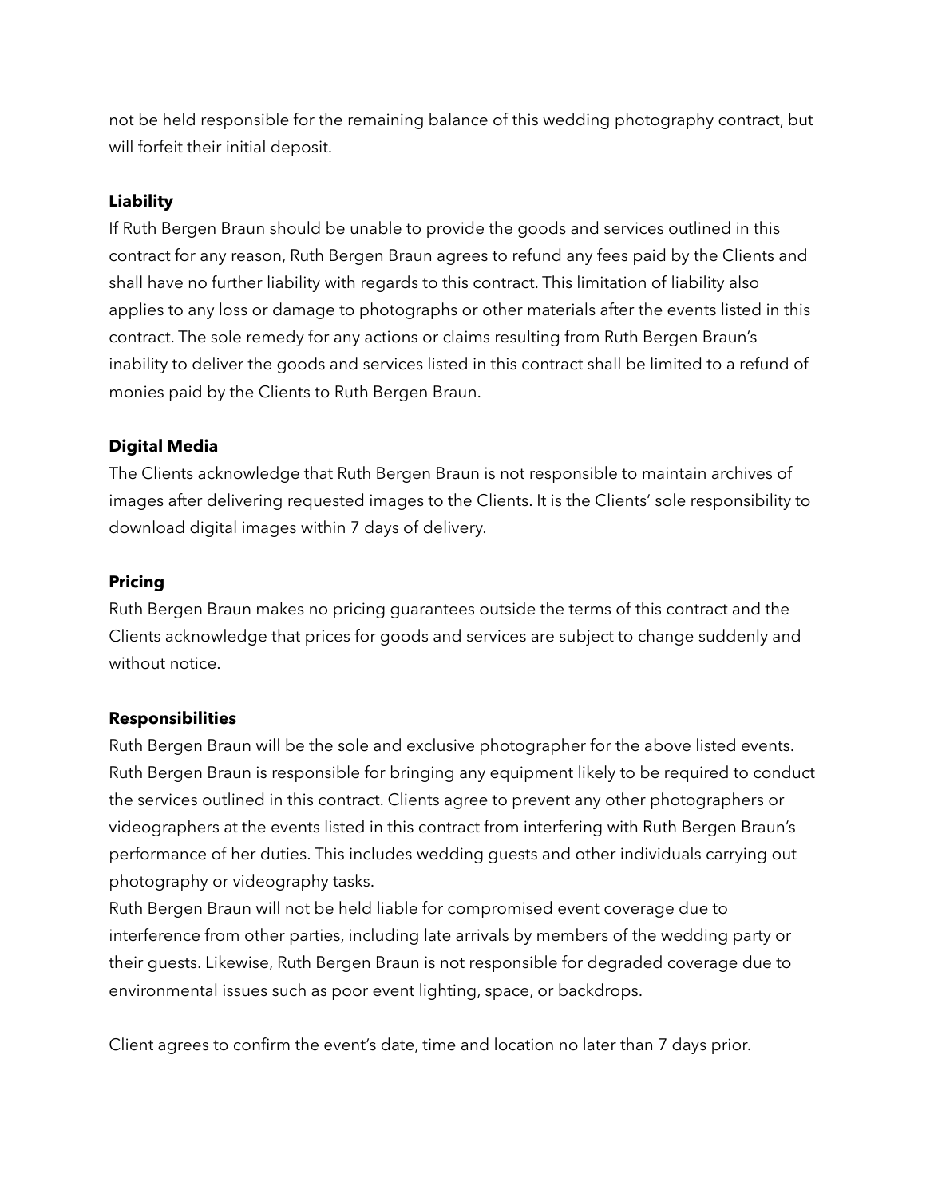not be held responsible for the remaining balance of this wedding photography contract, but will forfeit their initial deposit.

**Liability**

If Ruth Bergen Braun should be unable to provide the goods and services outlined in this contract for any reason, Ruth Bergen Braun agrees to refund any fees paid by the Clients and shall have no further liability with regards to this contract. This limitation of liability also applies to any loss or damage to photographs or other materials after the events listed in this contract. The sole remedy for any actions or claims resulting from Ruth Bergen Braun's inability to deliver the goods and services listed in this contract shall be limited to a refund of monies paid by the Clients to Ruth Bergen Braun.

**Digital Media**

The Clients acknowledge that Ruth Bergen Braun is not responsible to maintain archives of images after delivering requested images to the Clients. It is the Clients' sole responsibility to download digital images within 7 days of delivery.

**Pricing**

Ruth Bergen Braun makes no pricing guarantees outside the terms of this contract and the Clients acknowledge that prices for goods and services are subject to change suddenly and without notice.

**Responsibilities**

Ruth Bergen Braun will be the sole and exclusive photographer for the above listed events. Ruth Bergen Braun is responsible for bringing any equipment likely to be required to conduct the services outlined in this contract. Clients agree to prevent any other photographers or videographers at the events listed in this contract from interfering with Ruth Bergen Braun's performance of her duties. This includes wedding guests and other individuals carrying out photography or videography tasks.

Ruth Bergen Braun will not be held liable for compromised event coverage due to interference from other parties, including late arrivals by members of the wedding party or their guests. Likewise, Ruth Bergen Braun is not responsible for degraded coverage due to environmental issues such as poor event lighting, space, or backdrops.

Client agrees to confirm the event's date, time and location no later than 7 days prior.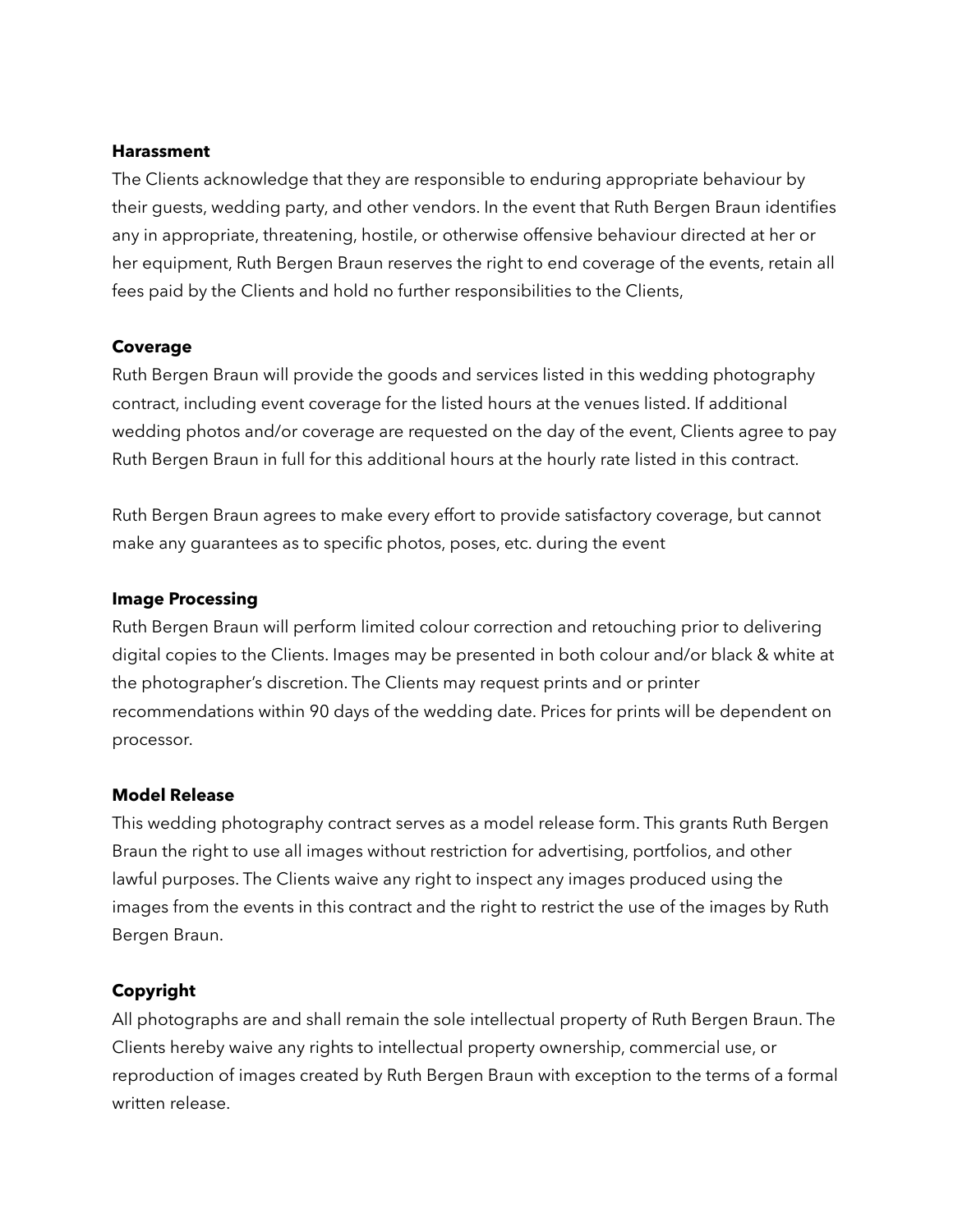**Harassment**

The Clients acknowledge that they are responsible to enduring appropriate behaviour by their guests, wedding party, and other vendors. In the event that Ruth Bergen Braun identifies any in appropriate, threatening, hostile, or otherwise offensive behaviour directed at her or her equipment, Ruth Bergen Braun reserves the right to end coverage of the events, retain all fees paid by the Clients and hold no further responsibilities to the Clients,

**Coverage**

Ruth Bergen Braun will provide the goods and services listed in this wedding photography contract, including event coverage for the listed hours at the venues listed. If additional wedding photos and/or coverage are requested on the day of the event, Clients agree to pay Ruth Bergen Braun in full for this additional hours at the hourly rate listed in this contract.

Ruth Bergen Braun agrees to make every effort to provide satisfactory coverage, but cannot make any guarantees as to specific photos, poses, etc. during the event

**Image Processing**

Ruth Bergen Braun will perform limited colour correction and retouching prior to delivering digital copies to the Clients. Images may be presented in both colour and/or black & white at the photographer's discretion. The Clients may request prints and or printer recommendations within 90 days of the wedding date. Prices for prints will be dependent on processor.

**Model Release**

This wedding photography contract serves as a model release form. This grants Ruth Bergen Braun the right to use all images without restriction for advertising, portfolios, and other lawful purposes. The Clients waive any right to inspect any images produced using the images from the events in this contract and the right to restrict the use of the images by Ruth Bergen Braun.

**Copyright**

All photographs are and shall remain the sole intellectual property of Ruth Bergen Braun. The Clients hereby waive any rights to intellectual property ownership, commercial use, or reproduction of images created by Ruth Bergen Braun with exception to the terms of a formal written release.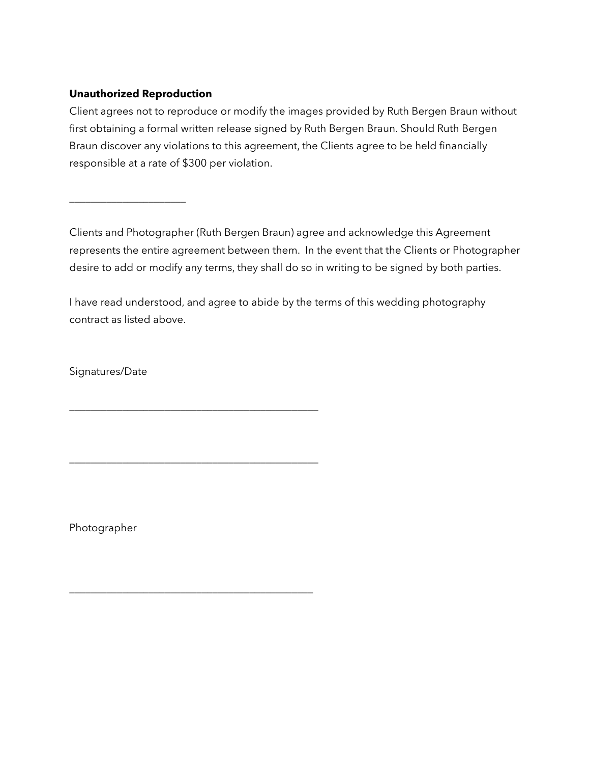**Unauthorized Reproduction**

Client agrees not to reproduce or modify the images provided by Ruth Bergen Braun without first obtaining a formal written release signed by Ruth Bergen Braun. Should Ruth Bergen Braun discover any violations to this agreement, the Clients agree to be held financially responsible at a rate of $300 per violation.

_____________________

Clients and Photographer (Ruth Bergen Braun) agree and acknowledge this Agreement represents the entire agreement between them.  In the event that the Clients or Photographer desire to add or modify any terms, they shall do so in writing to be signed by both parties.

I have read understood, and agree to abide by the terms of this wedding photography contract as listed above.

Signatures/Date

_____________________________________________

_____________________________________________

Photographer

_____________________________________________